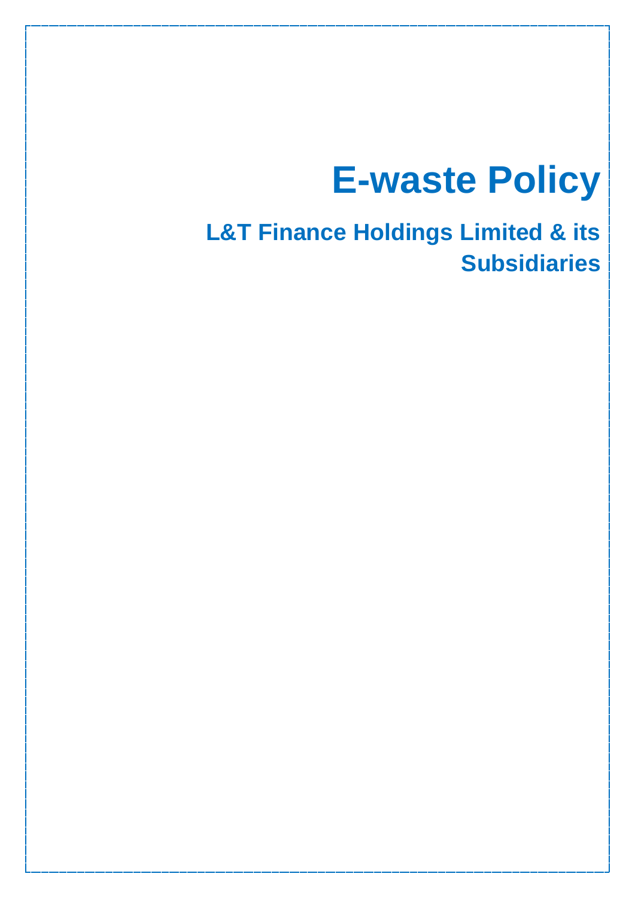# E-waste Policy

## L&T Finance Holdings Limited & its Subsidiaries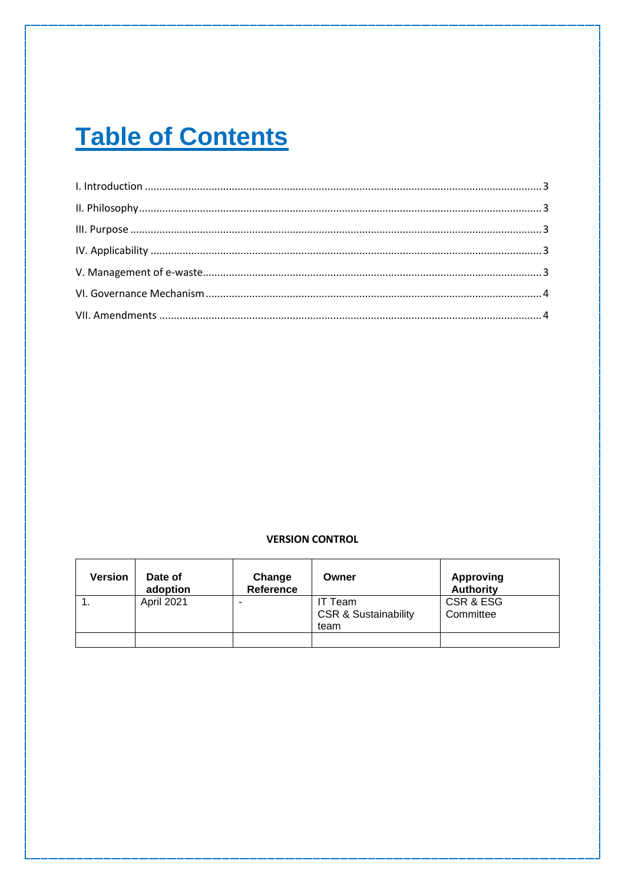# Table of Contents

I. Introduction .......... 3

II. Philosophy .......... 3

III. Purpose .......... 3

IV. Applicability .......... 3

V. Management of e-waste .......... 3

VI. Governance Mechanism .......... 4

VII. Amendments .......... 4

**VERSION CONTROL**

| Version | Date of adoption | Change Reference | Owner | Approving Authority |
|---|---|---|---|---|
| 1. | April 2021 | - | IT Team<br>CSR & Sustainability team | CSR & ESG Committee |
| | | | | |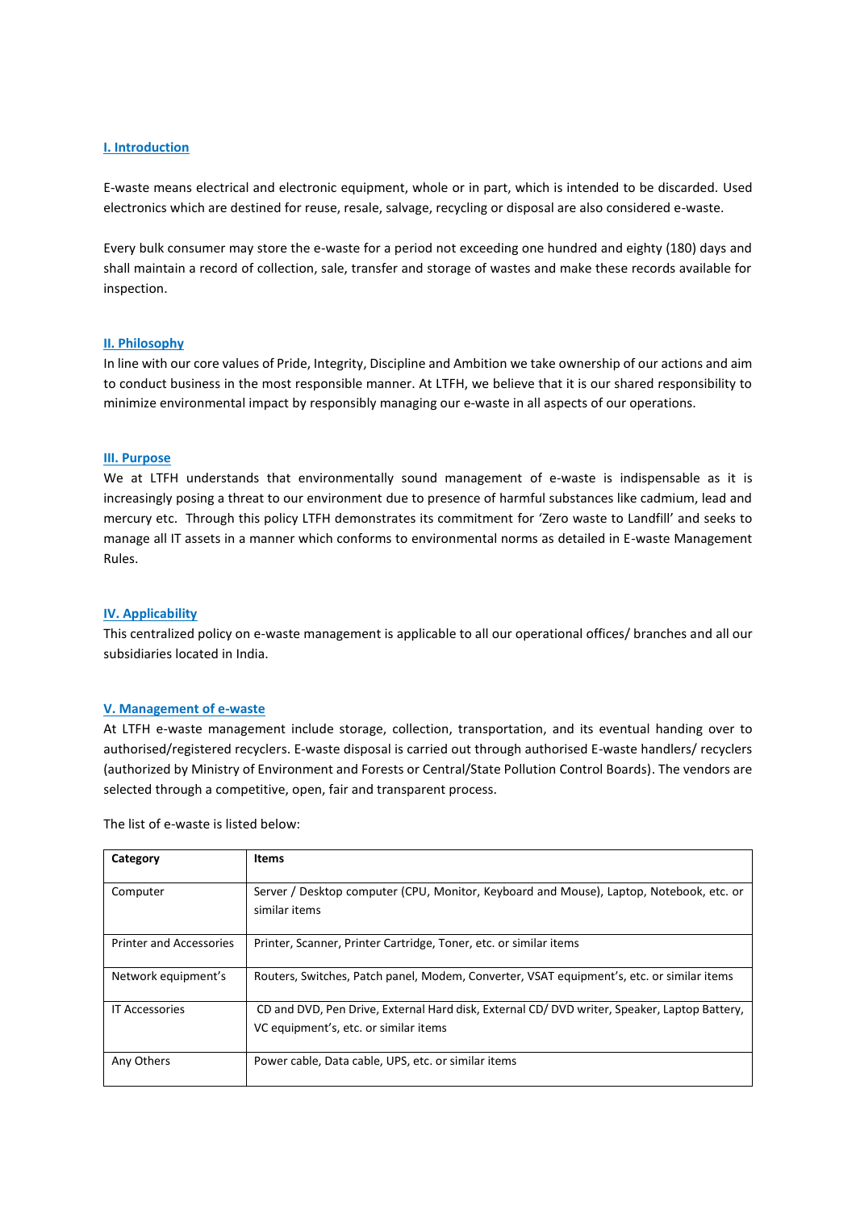## I. Introduction

E-waste means electrical and electronic equipment, whole or in part, which is intended to be discarded. Used electronics which are destined for reuse, resale, salvage, recycling or disposal are also considered e-waste.

Every bulk consumer may store the e-waste for a period not exceeding one hundred and eighty (180) days and shall maintain a record of collection, sale, transfer and storage of wastes and make these records available for inspection.

## II. Philosophy

In line with our core values of Pride, Integrity, Discipline and Ambition we take ownership of our actions and aim to conduct business in the most responsible manner. At LTFH, we believe that it is our shared responsibility to minimize environmental impact by responsibly managing our e-waste in all aspects of our operations.

## III. Purpose

We at LTFH understands that environmentally sound management of e-waste is indispensable as it is increasingly posing a threat to our environment due to presence of harmful substances like cadmium, lead and mercury etc. Through this policy LTFH demonstrates its commitment for 'Zero waste to Landfill' and seeks to manage all IT assets in a manner which conforms to environmental norms as detailed in E-waste Management Rules.

## IV. Applicability

This centralized policy on e-waste management is applicable to all our operational offices/ branches and all our subsidiaries located in India.

## V. Management of e-waste

At LTFH e-waste management include storage, collection, transportation, and its eventual handing over to authorised/registered recyclers. E-waste disposal is carried out through authorised E-waste handlers/ recyclers (authorized by Ministry of Environment and Forests or Central/State Pollution Control Boards). The vendors are selected through a competitive, open, fair and transparent process.

The list of e-waste is listed below:

| Category | Items |
|---|---|
| Computer | Server / Desktop computer (CPU, Monitor, Keyboard and Mouse), Laptop, Notebook, etc. or similar items |
| Printer and Accessories | Printer, Scanner, Printer Cartridge, Toner, etc. or similar items |
| Network equipment's | Routers, Switches, Patch panel, Modem, Converter, VSAT equipment's, etc. or similar items |
| IT Accessories | CD and DVD, Pen Drive, External Hard disk, External CD/ DVD writer, Speaker, Laptop Battery, VC equipment's, etc. or similar items |
| Any Others | Power cable, Data cable, UPS, etc. or similar items |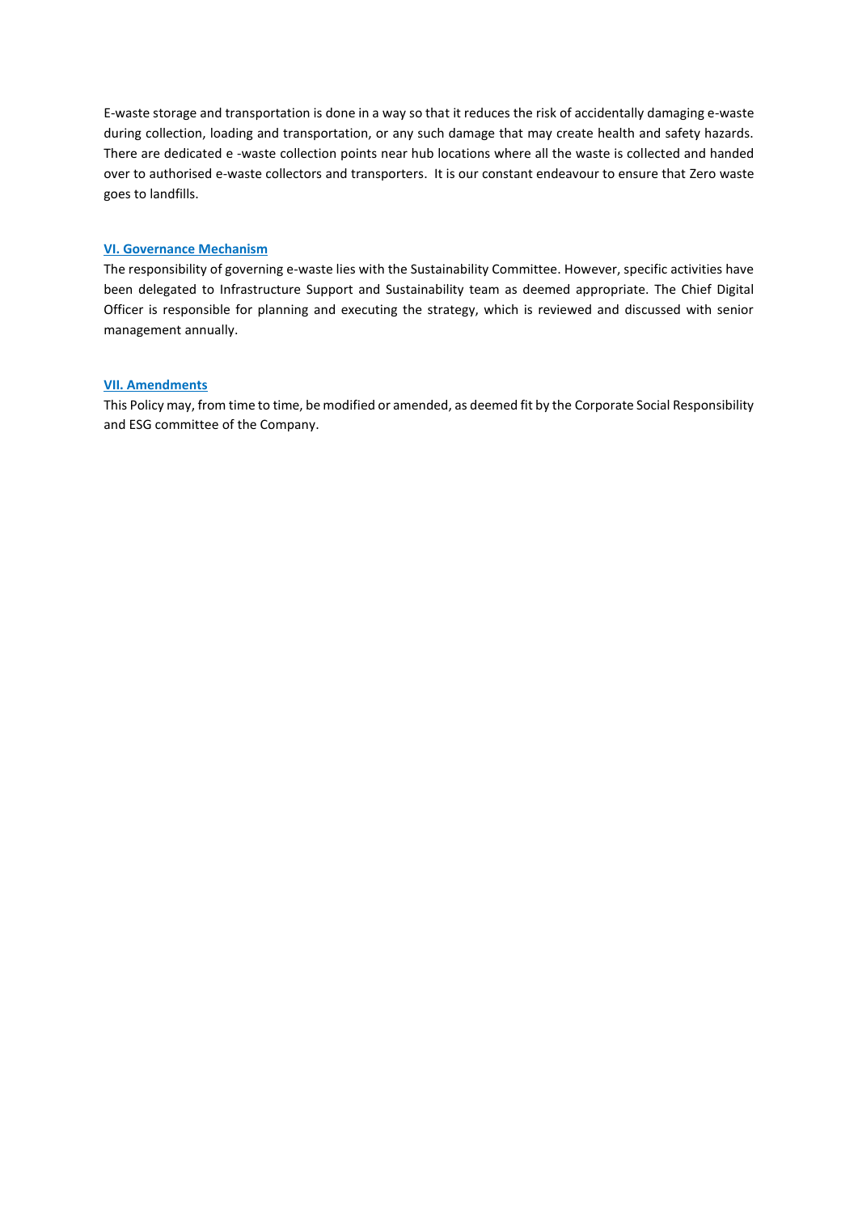E-waste storage and transportation is done in a way so that it reduces the risk of accidentally damaging e-waste during collection, loading and transportation, or any such damage that may create health and safety hazards. There are dedicated e -waste collection points near hub locations where all the waste is collected and handed over to authorised e-waste collectors and transporters. It is our constant endeavour to ensure that Zero waste goes to landfills.

## VI. Governance Mechanism

The responsibility of governing e-waste lies with the Sustainability Committee. However, specific activities have been delegated to Infrastructure Support and Sustainability team as deemed appropriate. The Chief Digital Officer is responsible for planning and executing the strategy, which is reviewed and discussed with senior management annually.

## VII. Amendments

This Policy may, from time to time, be modified or amended, as deemed fit by the Corporate Social Responsibility and ESG committee of the Company.